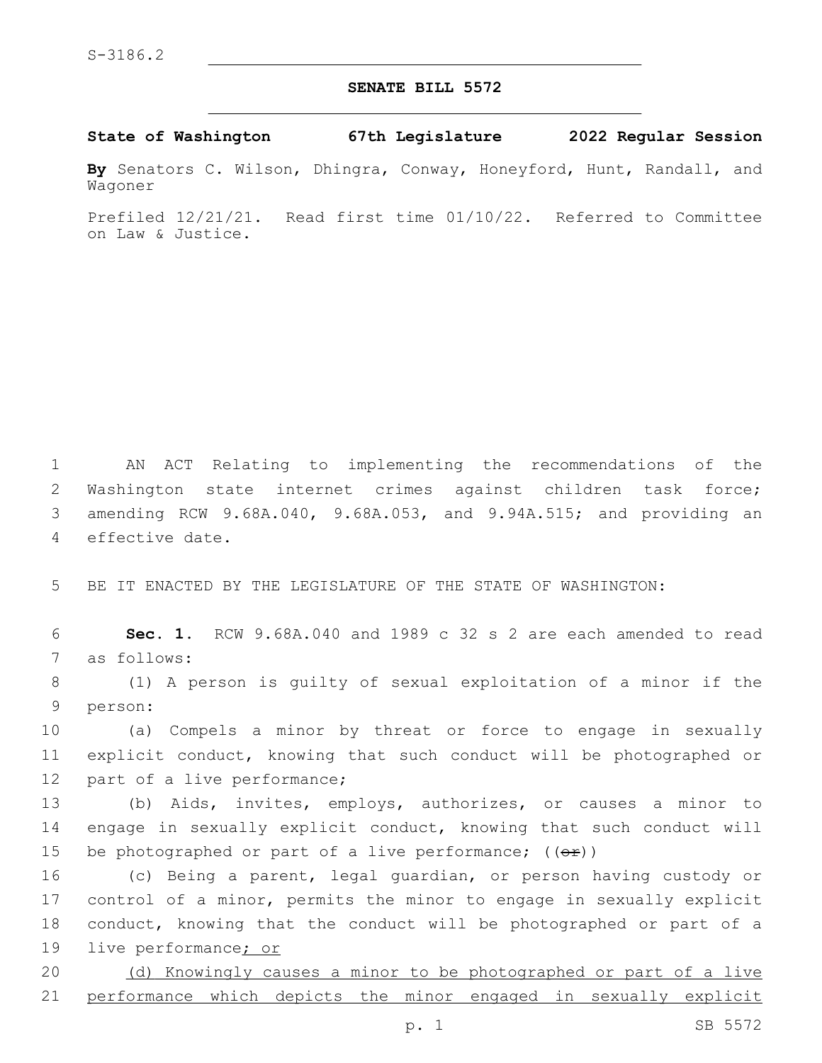S-3186.2

# SENATE BILL 5572

**State of Washington 67th Legislature 2022 Regular Session**

**By** Senators C. Wilson, Dhingra, Conway, Honeyford, Hunt, Randall, and Wagoner

Prefiled 12/21/21. Read first time 01/10/22. Referred to Committee on Law & Justice.

1 AN ACT Relating to implementing the recommendations of the
2 Washington state internet crimes against children task force;
3 amending RCW 9.68A.040, 9.68A.053, and 9.94A.515; and providing an
4 effective date.

5 BE IT ENACTED BY THE LEGISLATURE OF THE STATE OF WASHINGTON:

6 **Sec. 1.** RCW 9.68A.040 and 1989 c 32 s 2 are each amended to read
7 as follows:

8 (1) A person is guilty of sexual exploitation of a minor if the
9 person:

10 (a) Compels a minor by threat or force to engage in sexually
11 explicit conduct, knowing that such conduct will be photographed or
12 part of a live performance;

13 (b) Aids, invites, employs, authorizes, or causes a minor to
14 engage in sexually explicit conduct, knowing that such conduct will
15 be photographed or part of a live performance; ((~~or~~))

16 (c) Being a parent, legal guardian, or person having custody or
17 control of a minor, permits the minor to engage in sexually explicit
18 conduct, knowing that the conduct will be photographed or part of a
19 live performance<u>; or</u>

20 <u>(d) Knowingly causes a minor to be photographed or part of a live</u>
21 <u>performance which depicts the minor engaged in sexually explicit</u>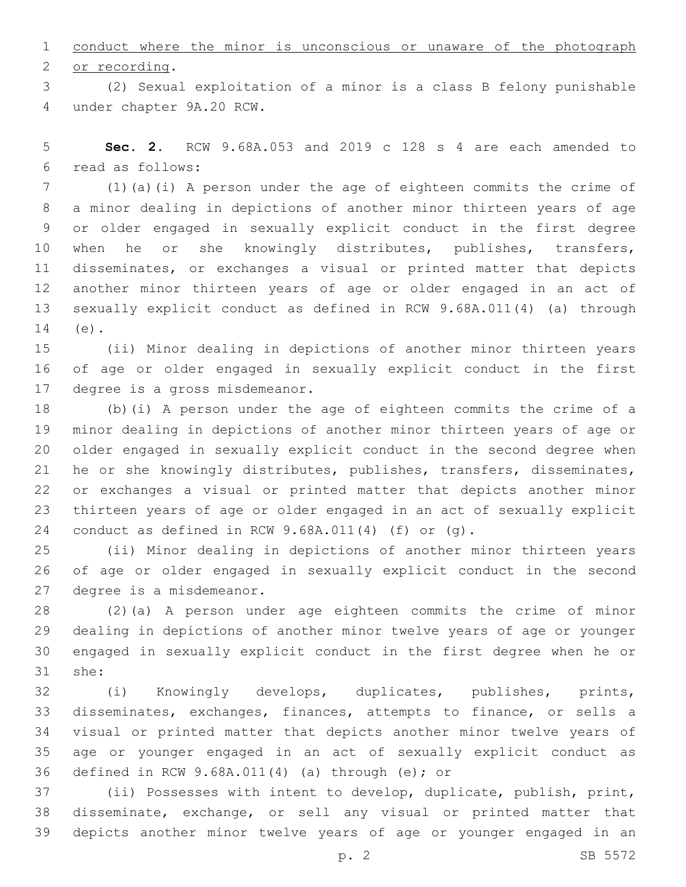conduct where the minor is unconscious or unaware of the photograph or recording.

(2) Sexual exploitation of a minor is a class B felony punishable under chapter 9A.20 RCW.

**Sec. 2.** RCW 9.68A.053 and 2019 c 128 s 4 are each amended to read as follows:

(1)(a)(i) A person under the age of eighteen commits the crime of a minor dealing in depictions of another minor thirteen years of age or older engaged in sexually explicit conduct in the first degree when he or she knowingly distributes, publishes, transfers, disseminates, or exchanges a visual or printed matter that depicts another minor thirteen years of age or older engaged in an act of sexually explicit conduct as defined in RCW 9.68A.011(4) (a) through (e).

(ii) Minor dealing in depictions of another minor thirteen years of age or older engaged in sexually explicit conduct in the first degree is a gross misdemeanor.

(b)(i) A person under the age of eighteen commits the crime of a minor dealing in depictions of another minor thirteen years of age or older engaged in sexually explicit conduct in the second degree when he or she knowingly distributes, publishes, transfers, disseminates, or exchanges a visual or printed matter that depicts another minor thirteen years of age or older engaged in an act of sexually explicit conduct as defined in RCW 9.68A.011(4) (f) or (g).

(ii) Minor dealing in depictions of another minor thirteen years of age or older engaged in sexually explicit conduct in the second degree is a misdemeanor.

(2)(a) A person under age eighteen commits the crime of minor dealing in depictions of another minor twelve years of age or younger engaged in sexually explicit conduct in the first degree when he or she:

(i) Knowingly develops, duplicates, publishes, prints, disseminates, exchanges, finances, attempts to finance, or sells a visual or printed matter that depicts another minor twelve years of age or younger engaged in an act of sexually explicit conduct as defined in RCW 9.68A.011(4) (a) through (e); or

(ii) Possesses with intent to develop, duplicate, publish, print, disseminate, exchange, or sell any visual or printed matter that depicts another minor twelve years of age or younger engaged in an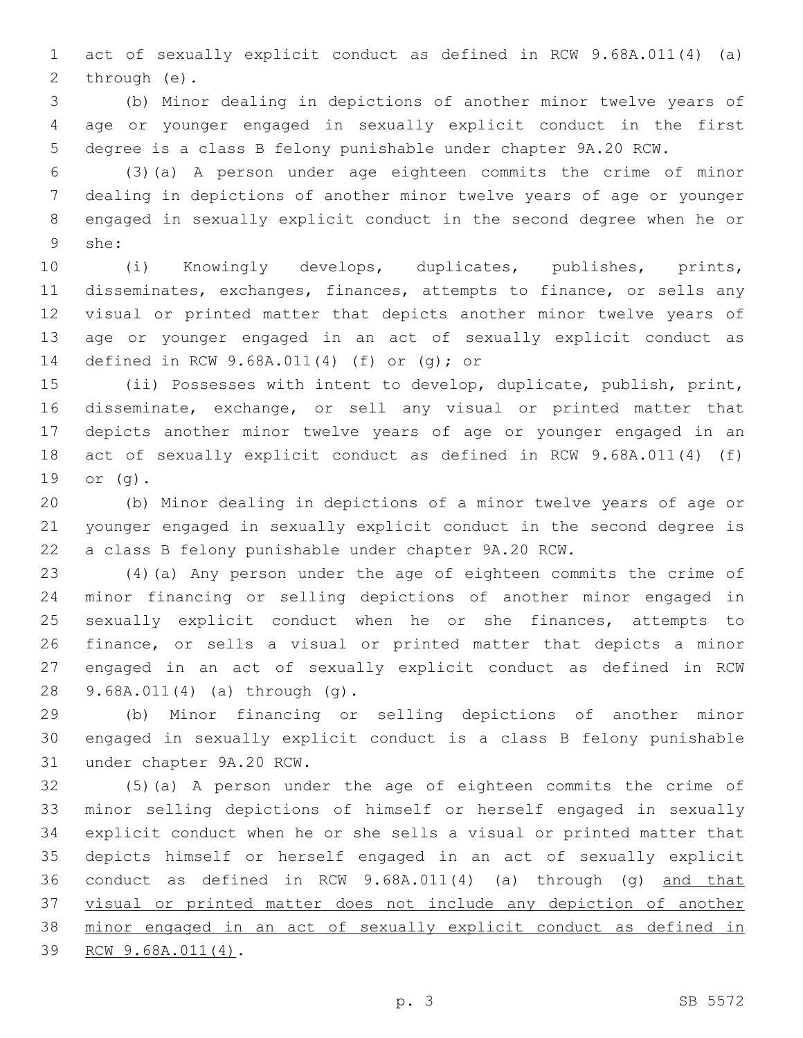act of sexually explicit conduct as defined in RCW 9.68A.011(4) (a) through (e).

(b) Minor dealing in depictions of another minor twelve years of age or younger engaged in sexually explicit conduct in the first degree is a class B felony punishable under chapter 9A.20 RCW.

(3)(a) A person under age eighteen commits the crime of minor dealing in depictions of another minor twelve years of age or younger engaged in sexually explicit conduct in the second degree when he or she:

(i) Knowingly develops, duplicates, publishes, prints, disseminates, exchanges, finances, attempts to finance, or sells any visual or printed matter that depicts another minor twelve years of age or younger engaged in an act of sexually explicit conduct as defined in RCW 9.68A.011(4) (f) or (g); or

(ii) Possesses with intent to develop, duplicate, publish, print, disseminate, exchange, or sell any visual or printed matter that depicts another minor twelve years of age or younger engaged in an act of sexually explicit conduct as defined in RCW 9.68A.011(4) (f) or (g).

(b) Minor dealing in depictions of a minor twelve years of age or younger engaged in sexually explicit conduct in the second degree is a class B felony punishable under chapter 9A.20 RCW.

(4)(a) Any person under the age of eighteen commits the crime of minor financing or selling depictions of another minor engaged in sexually explicit conduct when he or she finances, attempts to finance, or sells a visual or printed matter that depicts a minor engaged in an act of sexually explicit conduct as defined in RCW 9.68A.011(4) (a) through (g).

(b) Minor financing or selling depictions of another minor engaged in sexually explicit conduct is a class B felony punishable under chapter 9A.20 RCW.

(5)(a) A person under the age of eighteen commits the crime of minor selling depictions of himself or herself engaged in sexually explicit conduct when he or she sells a visual or printed matter that depicts himself or herself engaged in an act of sexually explicit conduct as defined in RCW 9.68A.011(4) (a) through (g) <u>and that visual or printed matter does not include any depiction of another minor engaged in an act of sexually explicit conduct as defined in RCW 9.68A.011(4)</u>.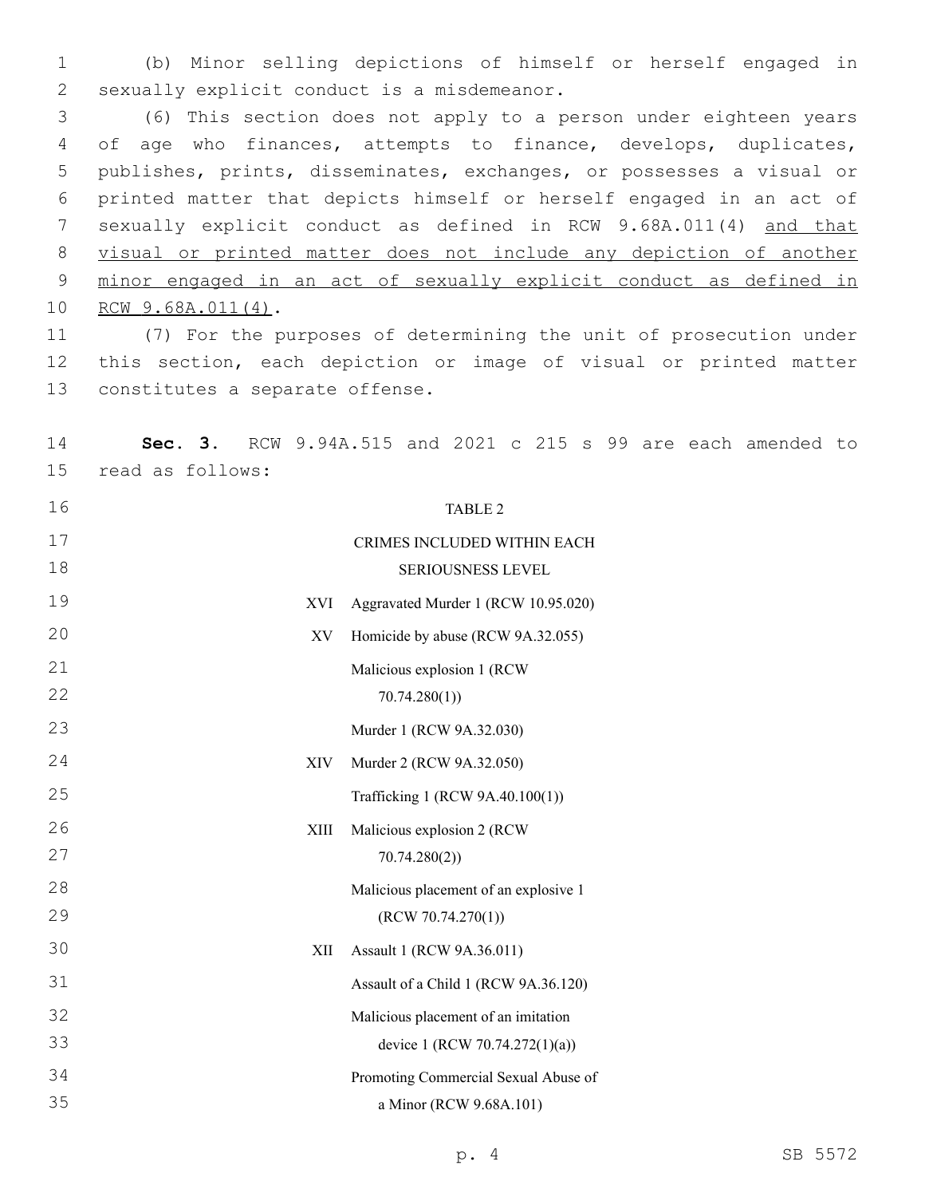(b) Minor selling depictions of himself or herself engaged in sexually explicit conduct is a misdemeanor.

(6) This section does not apply to a person under eighteen years of age who finances, attempts to finance, develops, duplicates, publishes, prints, disseminates, exchanges, or possesses a visual or printed matter that depicts himself or herself engaged in an act of sexually explicit conduct as defined in RCW 9.68A.011(4) <u>and that visual or printed matter does not include any depiction of another minor engaged in an act of sexually explicit conduct as defined in RCW 9.68A.011(4)</u>.

(7) For the purposes of determining the unit of prosecution under this section, each depiction or image of visual or printed matter constitutes a separate offense.

**Sec. 3.** RCW 9.94A.515 and 2021 c 215 s 99 are each amended to read as follows:

TABLE 2

CRIMES INCLUDED WITHIN EACH SERIOUSNESS LEVEL

| | |
|---|---|
| XVI | Aggravated Murder 1 (RCW 10.95.020) |
| XV | Homicide by abuse (RCW 9A.32.055) |
| | Malicious explosion 1 (RCW 70.74.280(1)) |
| | Murder 1 (RCW 9A.32.030) |
| XIV | Murder 2 (RCW 9A.32.050) |
| | Trafficking 1 (RCW 9A.40.100(1)) |
| XIII | Malicious explosion 2 (RCW 70.74.280(2)) |
| | Malicious placement of an explosive 1 (RCW 70.74.270(1)) |
| XII | Assault 1 (RCW 9A.36.011) |
| | Assault of a Child 1 (RCW 9A.36.120) |
| | Malicious placement of an imitation device 1 (RCW 70.74.272(1)(a)) |
| | Promoting Commercial Sexual Abuse of a Minor (RCW 9.68A.101) |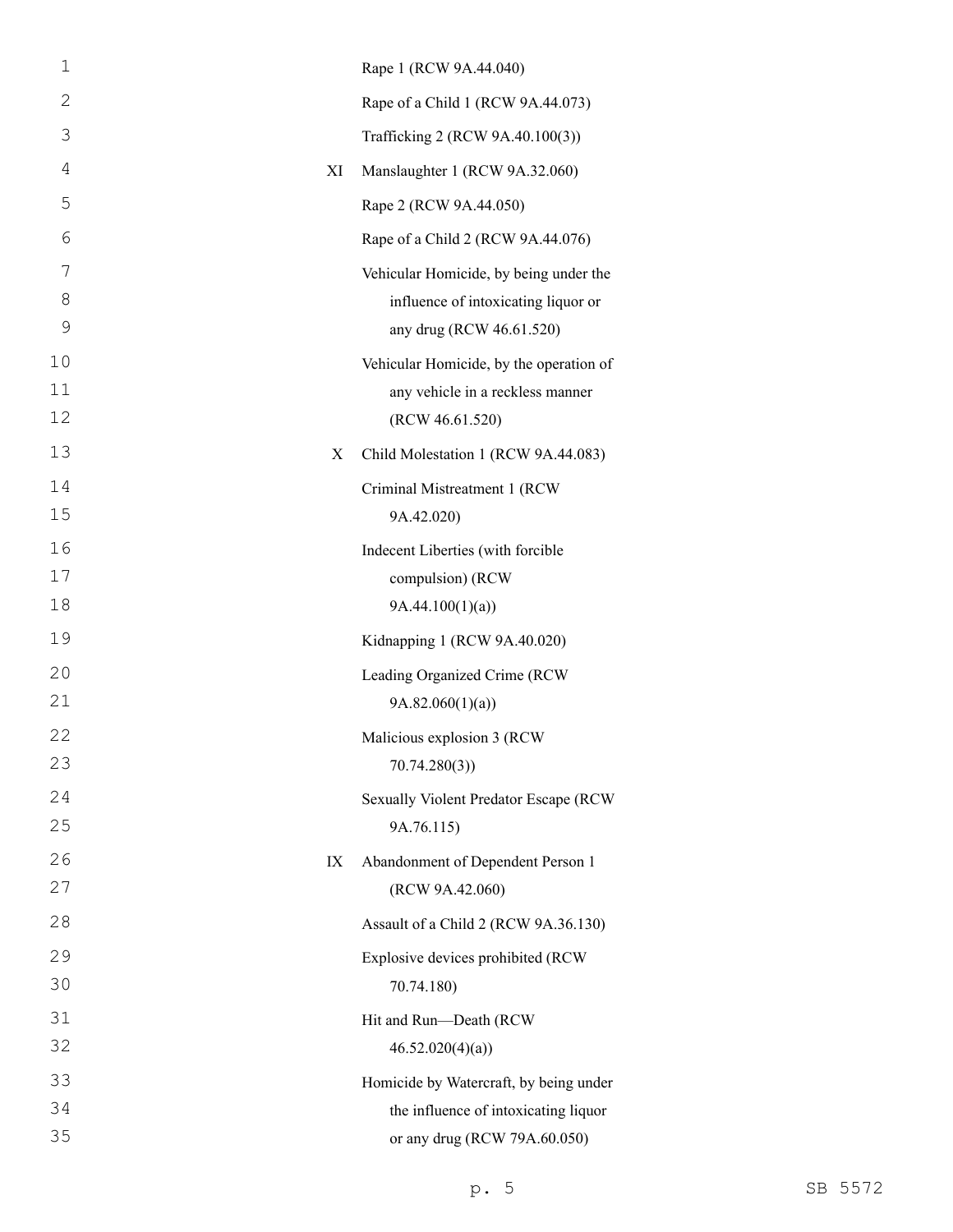| | |
|---|---|
| | Rape 1 (RCW 9A.44.040) |
| | Rape of a Child 1 (RCW 9A.44.073) |
| | Trafficking 2 (RCW 9A.40.100(3)) |
| XI | Manslaughter 1 (RCW 9A.32.060) |
| | Rape 2 (RCW 9A.44.050) |
| | Rape of a Child 2 (RCW 9A.44.076) |
| | Vehicular Homicide, by being under the influence of intoxicating liquor or any drug (RCW 46.61.520) |
| | Vehicular Homicide, by the operation of any vehicle in a reckless manner (RCW 46.61.520) |
| X | Child Molestation 1 (RCW 9A.44.083) |
| | Criminal Mistreatment 1 (RCW 9A.42.020) |
| | Indecent Liberties (with forcible compulsion) (RCW 9A.44.100(1)(a)) |
| | Kidnapping 1 (RCW 9A.40.020) |
| | Leading Organized Crime (RCW 9A.82.060(1)(a)) |
| | Malicious explosion 3 (RCW 70.74.280(3)) |
| | Sexually Violent Predator Escape (RCW 9A.76.115) |
| IX | Abandonment of Dependent Person 1 (RCW 9A.42.060) |
| | Assault of a Child 2 (RCW 9A.36.130) |
| | Explosive devices prohibited (RCW 70.74.180) |
| | Hit and Run—Death (RCW 46.52.020(4)(a)) |
| | Homicide by Watercraft, by being under the influence of intoxicating liquor or any drug (RCW 79A.60.050) |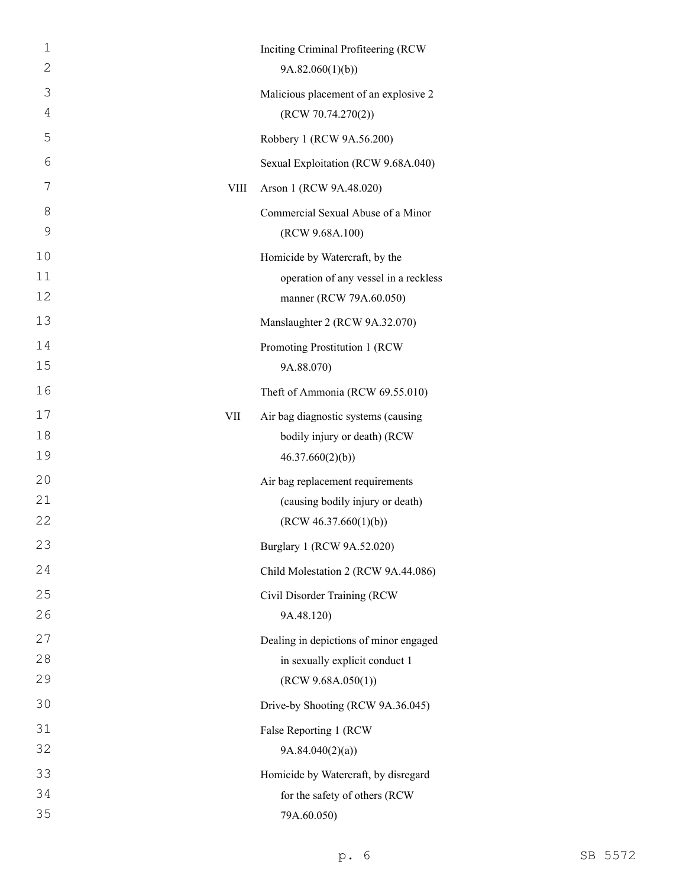| | |
|---|---|
| | Inciting Criminal Profiteering (RCW 9A.82.060(1)(b)) |
| | Malicious placement of an explosive 2 (RCW 70.74.270(2)) |
| | Robbery 1 (RCW 9A.56.200) |
| | Sexual Exploitation (RCW 9.68A.040) |
| VIII | Arson 1 (RCW 9A.48.020) |
| | Commercial Sexual Abuse of a Minor (RCW 9.68A.100) |
| | Homicide by Watercraft, by the operation of any vessel in a reckless manner (RCW 79A.60.050) |
| | Manslaughter 2 (RCW 9A.32.070) |
| | Promoting Prostitution 1 (RCW 9A.88.070) |
| | Theft of Ammonia (RCW 69.55.010) |
| VII | Air bag diagnostic systems (causing bodily injury or death) (RCW 46.37.660(2)(b)) |
| | Air bag replacement requirements (causing bodily injury or death) (RCW 46.37.660(1)(b)) |
| | Burglary 1 (RCW 9A.52.020) |
| | Child Molestation 2 (RCW 9A.44.086) |
| | Civil Disorder Training (RCW 9A.48.120) |
| | Dealing in depictions of minor engaged in sexually explicit conduct 1 (RCW 9.68A.050(1)) |
| | Drive-by Shooting (RCW 9A.36.045) |
| | False Reporting 1 (RCW 9A.84.040(2)(a)) |
| | Homicide by Watercraft, by disregard for the safety of others (RCW 79A.60.050) |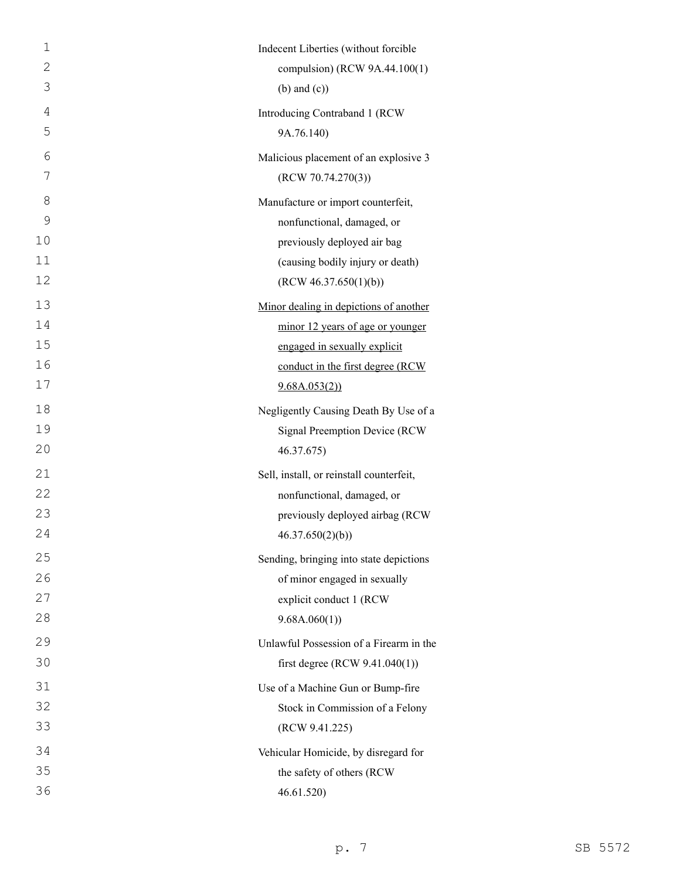Indecent Liberties (without forcible compulsion) (RCW 9A.44.100(1) (b) and (c))

Introducing Contraband 1 (RCW 9A.76.140)

Malicious placement of an explosive 3 (RCW 70.74.270(3))

Manufacture or import counterfeit, nonfunctional, damaged, or previously deployed air bag (causing bodily injury or death) (RCW 46.37.650(1)(b))

<u>Minor dealing in depictions of another minor 12 years of age or younger engaged in sexually explicit conduct in the first degree (RCW 9.68A.053(2))</u>

Negligently Causing Death By Use of a Signal Preemption Device (RCW 46.37.675)

Sell, install, or reinstall counterfeit, nonfunctional, damaged, or previously deployed airbag (RCW 46.37.650(2)(b))

Sending, bringing into state depictions of minor engaged in sexually explicit conduct 1 (RCW 9.68A.060(1))

Unlawful Possession of a Firearm in the first degree (RCW 9.41.040(1))

Use of a Machine Gun or Bump-fire Stock in Commission of a Felony (RCW 9.41.225)

Vehicular Homicide, by disregard for the safety of others (RCW 46.61.520)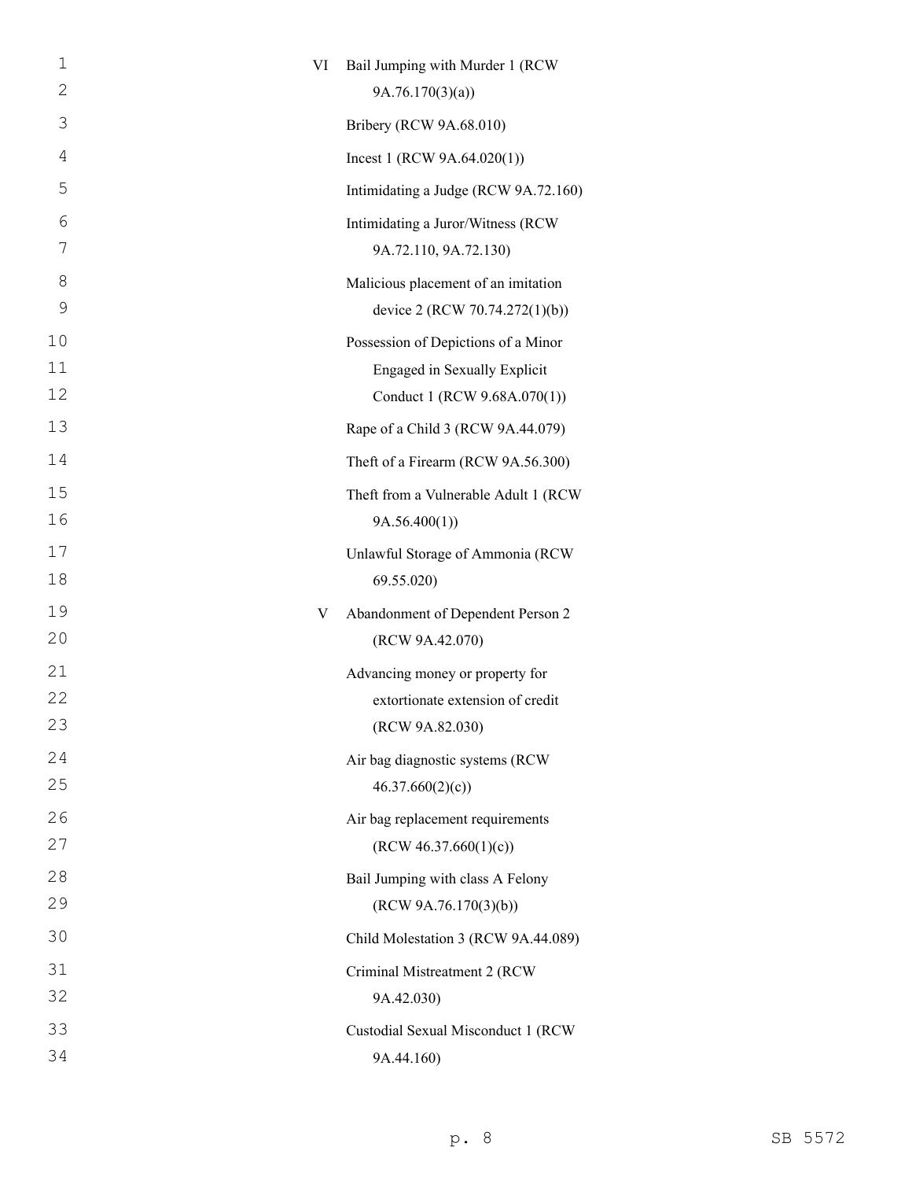| | |
|---|---|
| VI | Bail Jumping with Murder 1 (RCW 9A.76.170(3)(a)) |
| | Bribery (RCW 9A.68.010) |
| | Incest 1 (RCW 9A.64.020(1)) |
| | Intimidating a Judge (RCW 9A.72.160) |
| | Intimidating a Juror/Witness (RCW 9A.72.110, 9A.72.130) |
| | Malicious placement of an imitation device 2 (RCW 70.74.272(1)(b)) |
| | Possession of Depictions of a Minor Engaged in Sexually Explicit Conduct 1 (RCW 9.68A.070(1)) |
| | Rape of a Child 3 (RCW 9A.44.079) |
| | Theft of a Firearm (RCW 9A.56.300) |
| | Theft from a Vulnerable Adult 1 (RCW 9A.56.400(1)) |
| | Unlawful Storage of Ammonia (RCW 69.55.020) |
| V | Abandonment of Dependent Person 2 (RCW 9A.42.070) |
| | Advancing money or property for extortionate extension of credit (RCW 9A.82.030) |
| | Air bag diagnostic systems (RCW 46.37.660(2)(c)) |
| | Air bag replacement requirements (RCW 46.37.660(1)(c)) |
| | Bail Jumping with class A Felony (RCW 9A.76.170(3)(b)) |
| | Child Molestation 3 (RCW 9A.44.089) |
| | Criminal Mistreatment 2 (RCW 9A.42.030) |
| | Custodial Sexual Misconduct 1 (RCW 9A.44.160) |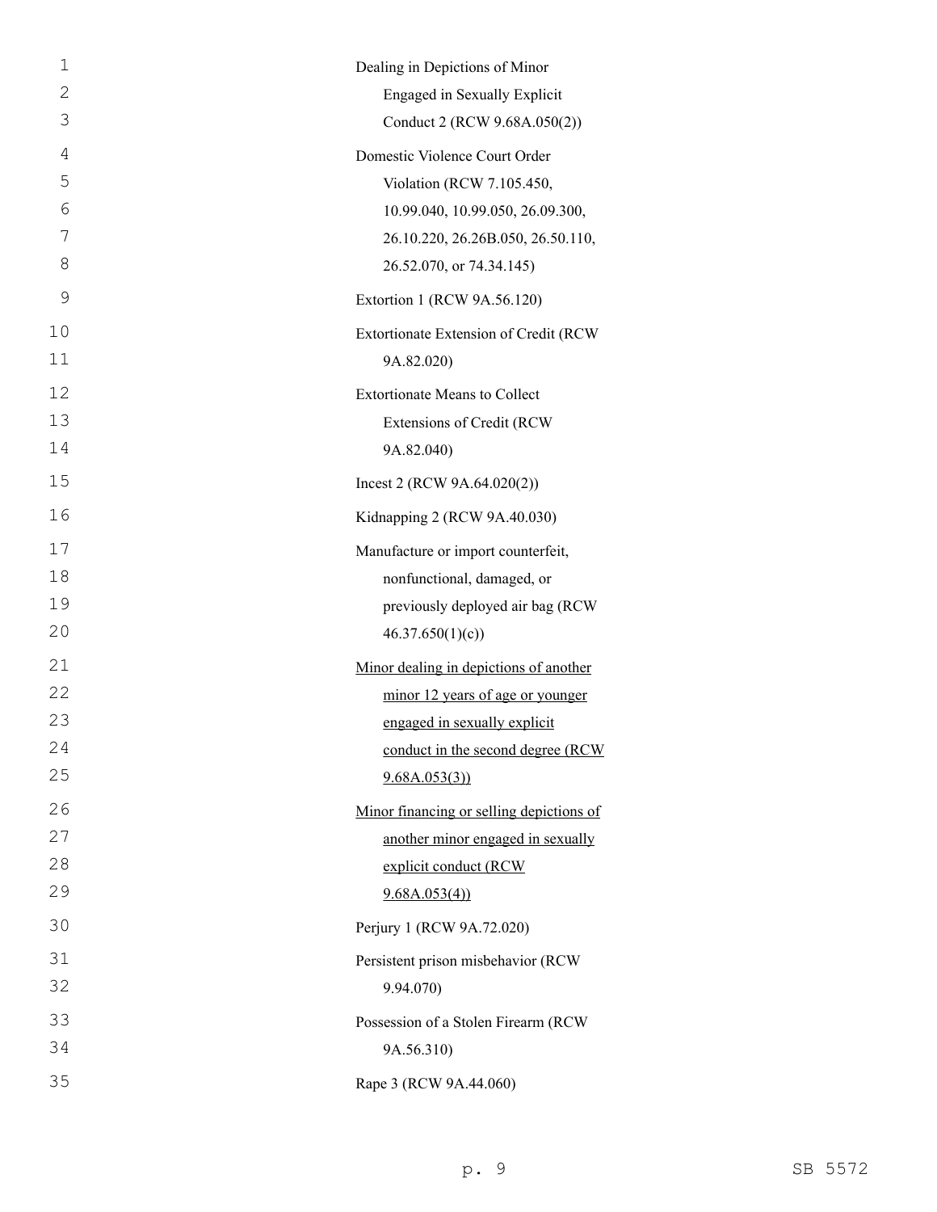Dealing in Depictions of Minor Engaged in Sexually Explicit Conduct 2 (RCW 9.68A.050(2))

Domestic Violence Court Order Violation (RCW 7.105.450, 10.99.040, 10.99.050, 26.09.300, 26.10.220, 26.26B.050, 26.50.110, 26.52.070, or 74.34.145)

Extortion 1 (RCW 9A.56.120)

Extortionate Extension of Credit (RCW 9A.82.020)

Extortionate Means to Collect Extensions of Credit (RCW 9A.82.040)

Incest 2 (RCW 9A.64.020(2))

Kidnapping 2 (RCW 9A.40.030)

Manufacture or import counterfeit, nonfunctional, damaged, or previously deployed air bag (RCW 46.37.650(1)(c))

<u>Minor dealing in depictions of another minor 12 years of age or younger engaged in sexually explicit conduct in the second degree (RCW 9.68A.053(3))</u>

<u>Minor financing or selling depictions of another minor engaged in sexually explicit conduct (RCW 9.68A.053(4))</u>

Perjury 1 (RCW 9A.72.020)

Persistent prison misbehavior (RCW 9.94.070)

Possession of a Stolen Firearm (RCW 9A.56.310)

Rape 3 (RCW 9A.44.060)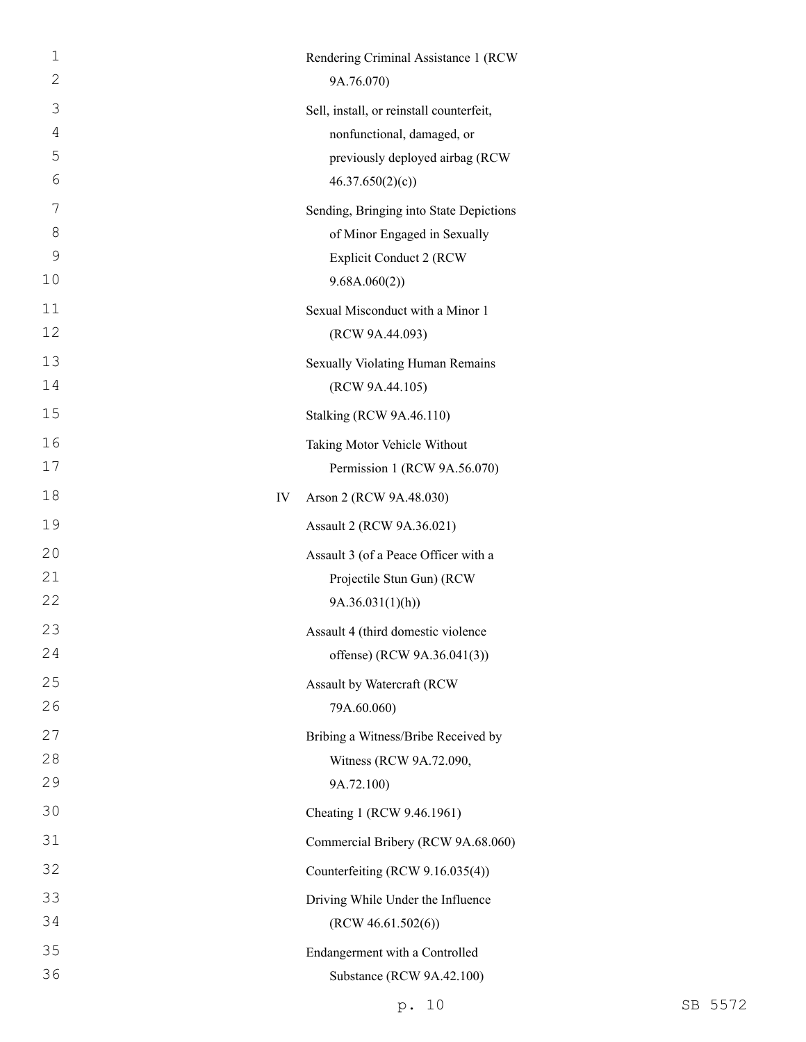Rendering Criminal Assistance 1 (RCW 9A.76.070)

Sell, install, or reinstall counterfeit, nonfunctional, damaged, or previously deployed airbag (RCW 46.37.650(2)(c))

Sending, Bringing into State Depictions of Minor Engaged in Sexually Explicit Conduct 2 (RCW 9.68A.060(2))

Sexual Misconduct with a Minor 1 (RCW 9A.44.093)

Sexually Violating Human Remains (RCW 9A.44.105)

Stalking (RCW 9A.46.110)

Taking Motor Vehicle Without Permission 1 (RCW 9A.56.070)

IV Arson 2 (RCW 9A.48.030)

Assault 2 (RCW 9A.36.021)

Assault 3 (of a Peace Officer with a Projectile Stun Gun) (RCW 9A.36.031(1)(h))

Assault 4 (third domestic violence offense) (RCW 9A.36.041(3))

Assault by Watercraft (RCW 79A.60.060)

Bribing a Witness/Bribe Received by Witness (RCW 9A.72.090, 9A.72.100)

Cheating 1 (RCW 9.46.1961)

Commercial Bribery (RCW 9A.68.060)

Counterfeiting (RCW 9.16.035(4))

Driving While Under the Influence (RCW 46.61.502(6))

Endangerment with a Controlled Substance (RCW 9A.42.100)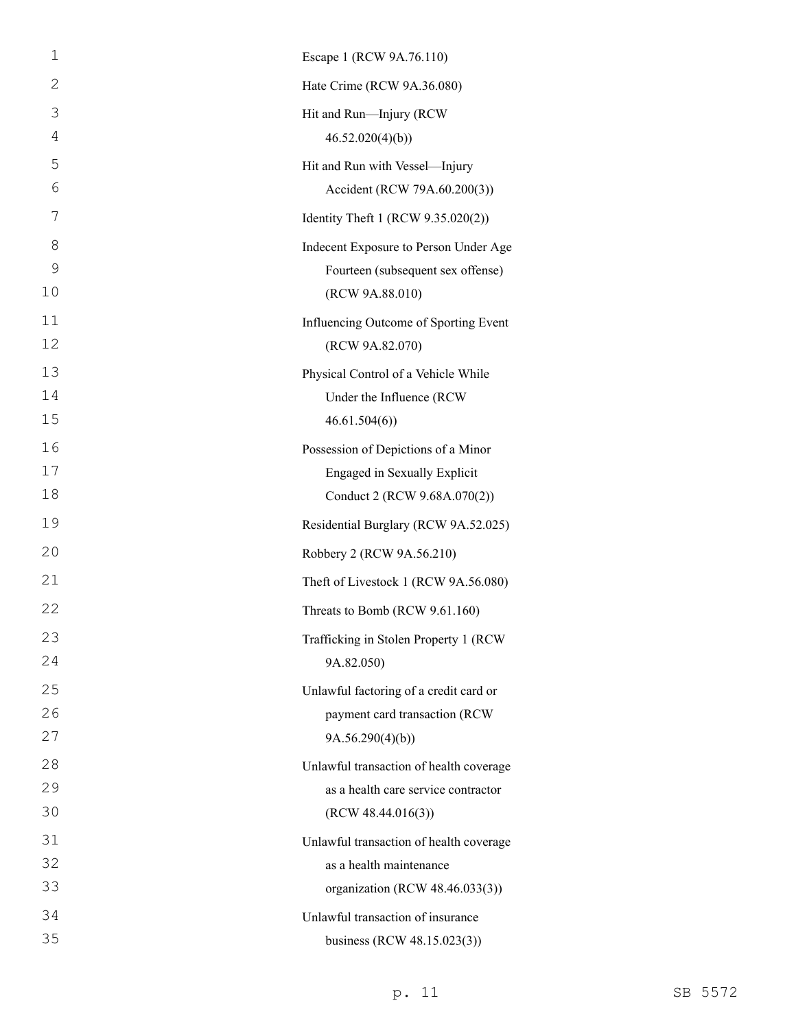Escape 1 (RCW 9A.76.110)

Hate Crime (RCW 9A.36.080)

Hit and Run—Injury (RCW 46.52.020(4)(b))

Hit and Run with Vessel—Injury Accident (RCW 79A.60.200(3))

Identity Theft 1 (RCW 9.35.020(2))

Indecent Exposure to Person Under Age Fourteen (subsequent sex offense) (RCW 9A.88.010)

Influencing Outcome of Sporting Event (RCW 9A.82.070)

Physical Control of a Vehicle While Under the Influence (RCW 46.61.504(6))

Possession of Depictions of a Minor Engaged in Sexually Explicit Conduct 2 (RCW 9.68A.070(2))

Residential Burglary (RCW 9A.52.025)

Robbery 2 (RCW 9A.56.210)

Theft of Livestock 1 (RCW 9A.56.080)

Threats to Bomb (RCW 9.61.160)

Trafficking in Stolen Property 1 (RCW 9A.82.050)

Unlawful factoring of a credit card or payment card transaction (RCW 9A.56.290(4)(b))

Unlawful transaction of health coverage as a health care service contractor (RCW 48.44.016(3))

Unlawful transaction of health coverage as a health maintenance organization (RCW 48.46.033(3))

Unlawful transaction of insurance business (RCW 48.15.023(3))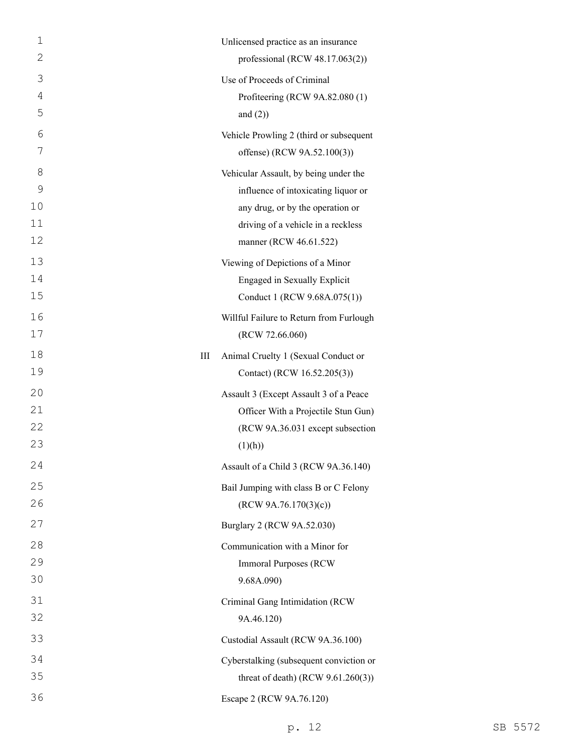Unlicensed practice as an insurance professional (RCW 48.17.063(2))

Use of Proceeds of Criminal Profiteering (RCW 9A.82.080 (1) and (2))

Vehicle Prowling 2 (third or subsequent offense) (RCW 9A.52.100(3))

Vehicular Assault, by being under the influence of intoxicating liquor or any drug, or by the operation or driving of a vehicle in a reckless manner (RCW 46.61.522)

Viewing of Depictions of a Minor Engaged in Sexually Explicit Conduct 1 (RCW 9.68A.075(1))

Willful Failure to Return from Furlough (RCW 72.66.060)

III Animal Cruelty 1 (Sexual Conduct or Contact) (RCW 16.52.205(3))

Assault 3 (Except Assault 3 of a Peace Officer With a Projectile Stun Gun) (RCW 9A.36.031 except subsection (1)(h))

Assault of a Child 3 (RCW 9A.36.140)

Bail Jumping with class B or C Felony (RCW 9A.76.170(3)(c))

Burglary 2 (RCW 9A.52.030)

Communication with a Minor for Immoral Purposes (RCW 9.68A.090)

Criminal Gang Intimidation (RCW 9A.46.120)

Custodial Assault (RCW 9A.36.100)

Cyberstalking (subsequent conviction or threat of death) (RCW 9.61.260(3))

Escape 2 (RCW 9A.76.120)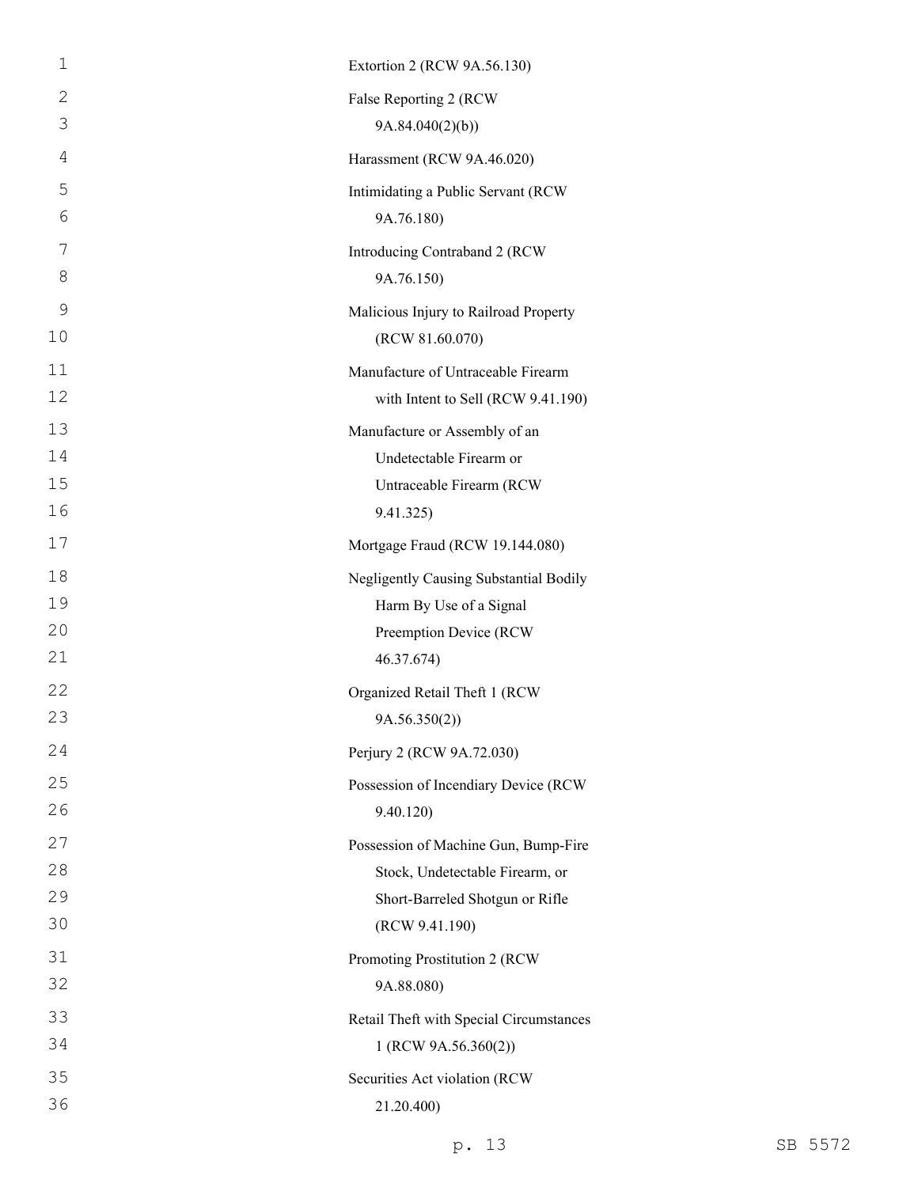Extortion 2 (RCW 9A.56.130)

False Reporting 2 (RCW 9A.84.040(2)(b))

Harassment (RCW 9A.46.020)

Intimidating a Public Servant (RCW 9A.76.180)

Introducing Contraband 2 (RCW 9A.76.150)

Malicious Injury to Railroad Property (RCW 81.60.070)

Manufacture of Untraceable Firearm with Intent to Sell (RCW 9.41.190)

Manufacture or Assembly of an Undetectable Firearm or Untraceable Firearm (RCW 9.41.325)

Mortgage Fraud (RCW 19.144.080)

Negligently Causing Substantial Bodily Harm By Use of a Signal Preemption Device (RCW 46.37.674)

Organized Retail Theft 1 (RCW 9A.56.350(2))

Perjury 2 (RCW 9A.72.030)

Possession of Incendiary Device (RCW 9.40.120)

Possession of Machine Gun, Bump-Fire Stock, Undetectable Firearm, or Short-Barreled Shotgun or Rifle (RCW 9.41.190)

Promoting Prostitution 2 (RCW 9A.88.080)

Retail Theft with Special Circumstances 1 (RCW 9A.56.360(2))

Securities Act violation (RCW 21.20.400)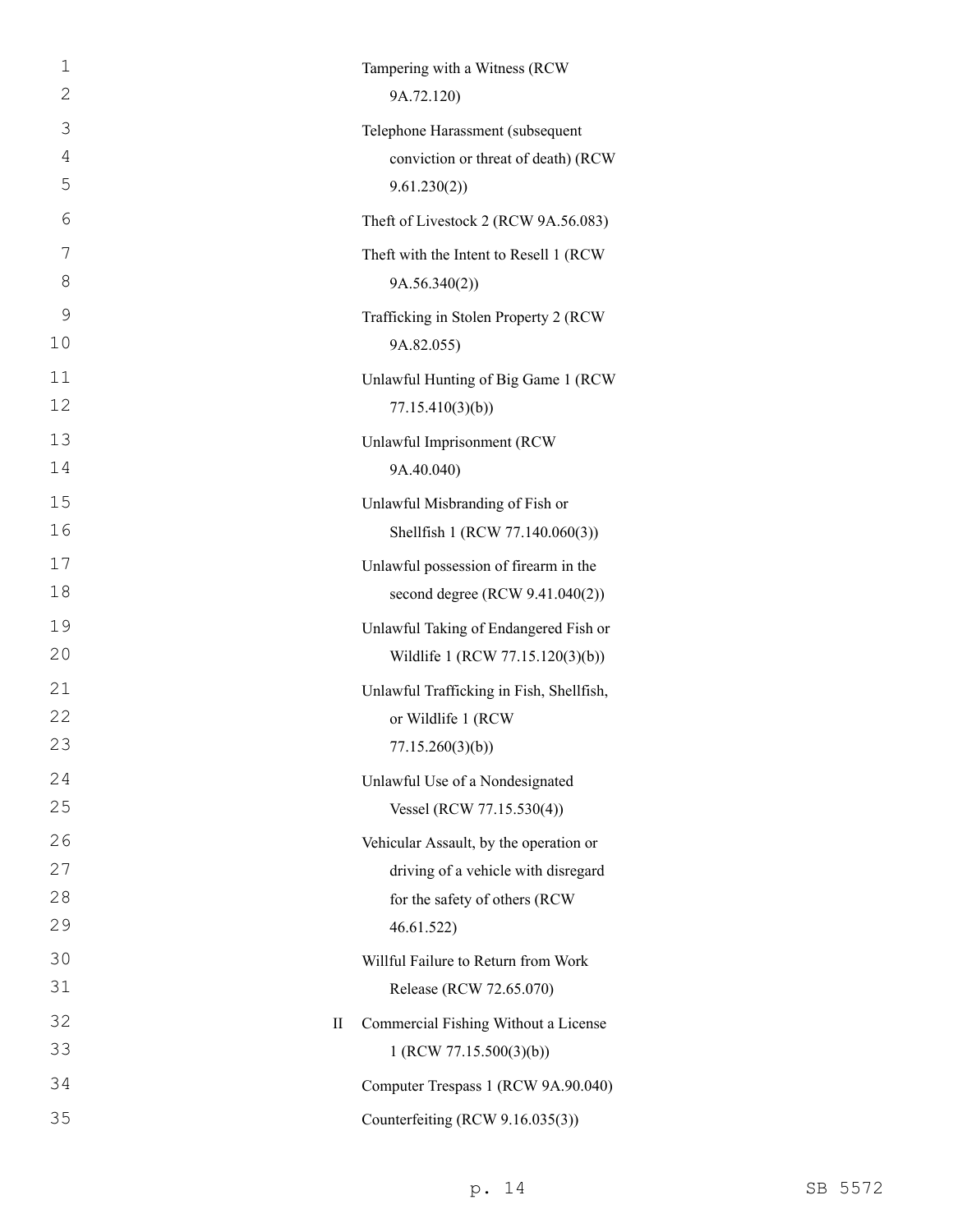| | |
|---|---|
| | Tampering with a Witness (RCW 9A.72.120) |
| | Telephone Harassment (subsequent conviction or threat of death) (RCW 9.61.230(2)) |
| | Theft of Livestock 2 (RCW 9A.56.083) |
| | Theft with the Intent to Resell 1 (RCW 9A.56.340(2)) |
| | Trafficking in Stolen Property 2 (RCW 9A.82.055) |
| | Unlawful Hunting of Big Game 1 (RCW 77.15.410(3)(b)) |
| | Unlawful Imprisonment (RCW 9A.40.040) |
| | Unlawful Misbranding of Fish or Shellfish 1 (RCW 77.140.060(3)) |
| | Unlawful possession of firearm in the second degree (RCW 9.41.040(2)) |
| | Unlawful Taking of Endangered Fish or Wildlife 1 (RCW 77.15.120(3)(b)) |
| | Unlawful Trafficking in Fish, Shellfish, or Wildlife 1 (RCW 77.15.260(3)(b)) |
| | Unlawful Use of a Nondesignated Vessel (RCW 77.15.530(4)) |
| | Vehicular Assault, by the operation or driving of a vehicle with disregard for the safety of others (RCW 46.61.522) |
| | Willful Failure to Return from Work Release (RCW 72.65.070) |
| II | Commercial Fishing Without a License 1 (RCW 77.15.500(3)(b)) |
| | Computer Trespass 1 (RCW 9A.90.040) |
| | Counterfeiting (RCW 9.16.035(3)) |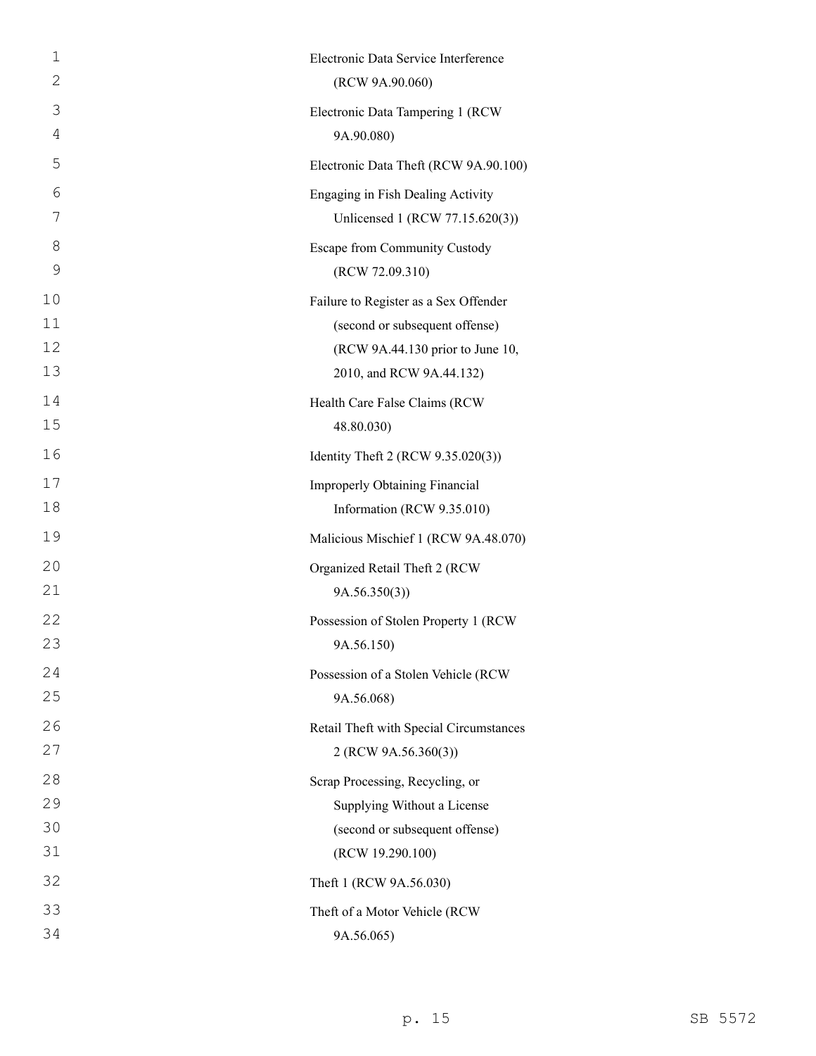Electronic Data Service Interference (RCW 9A.90.060)

Electronic Data Tampering 1 (RCW 9A.90.080)

Electronic Data Theft (RCW 9A.90.100)

Engaging in Fish Dealing Activity Unlicensed 1 (RCW 77.15.620(3))

Escape from Community Custody (RCW 72.09.310)

Failure to Register as a Sex Offender (second or subsequent offense) (RCW 9A.44.130 prior to June 10, 2010, and RCW 9A.44.132)

Health Care False Claims (RCW 48.80.030)

Identity Theft 2 (RCW 9.35.020(3))

Improperly Obtaining Financial Information (RCW 9.35.010)

Malicious Mischief 1 (RCW 9A.48.070)

Organized Retail Theft 2 (RCW 9A.56.350(3))

Possession of Stolen Property 1 (RCW 9A.56.150)

Possession of a Stolen Vehicle (RCW 9A.56.068)

Retail Theft with Special Circumstances 2 (RCW 9A.56.360(3))

Scrap Processing, Recycling, or Supplying Without a License (second or subsequent offense) (RCW 19.290.100)

Theft 1 (RCW 9A.56.030)

Theft of a Motor Vehicle (RCW 9A.56.065)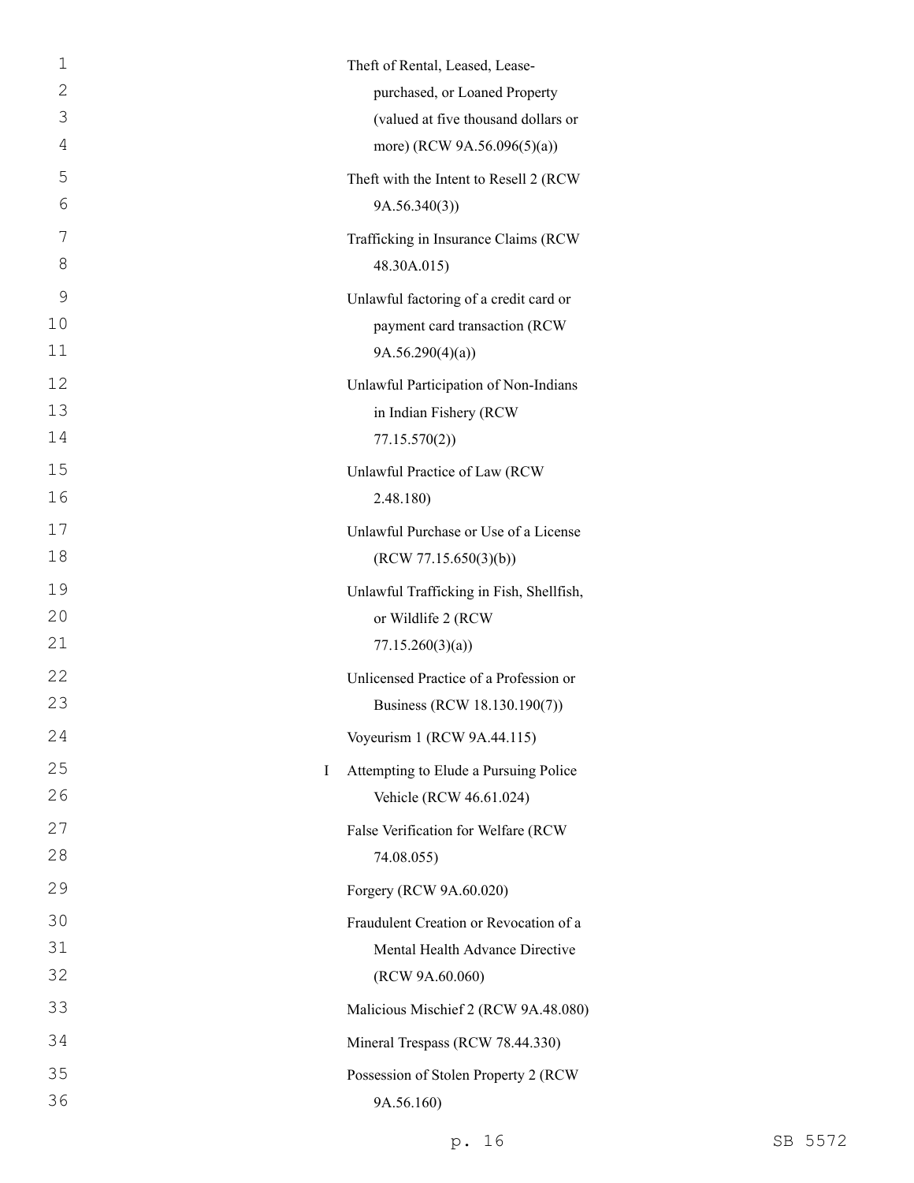Theft of Rental, Leased, Lease-purchased, or Loaned Property (valued at five thousand dollars or more) (RCW 9A.56.096(5)(a))

Theft with the Intent to Resell 2 (RCW 9A.56.340(3))

Trafficking in Insurance Claims (RCW 48.30A.015)

Unlawful factoring of a credit card or payment card transaction (RCW 9A.56.290(4)(a))

Unlawful Participation of Non-Indians in Indian Fishery (RCW 77.15.570(2))

Unlawful Practice of Law (RCW 2.48.180)

Unlawful Purchase or Use of a License (RCW 77.15.650(3)(b))

Unlawful Trafficking in Fish, Shellfish, or Wildlife 2 (RCW 77.15.260(3)(a))

Unlicensed Practice of a Profession or Business (RCW 18.130.190(7))

Voyeurism 1 (RCW 9A.44.115)

I Attempting to Elude a Pursuing Police Vehicle (RCW 46.61.024)

False Verification for Welfare (RCW 74.08.055)

Forgery (RCW 9A.60.020)

Fraudulent Creation or Revocation of a Mental Health Advance Directive (RCW 9A.60.060)

Malicious Mischief 2 (RCW 9A.48.080)

Mineral Trespass (RCW 78.44.330)

Possession of Stolen Property 2 (RCW 9A.56.160)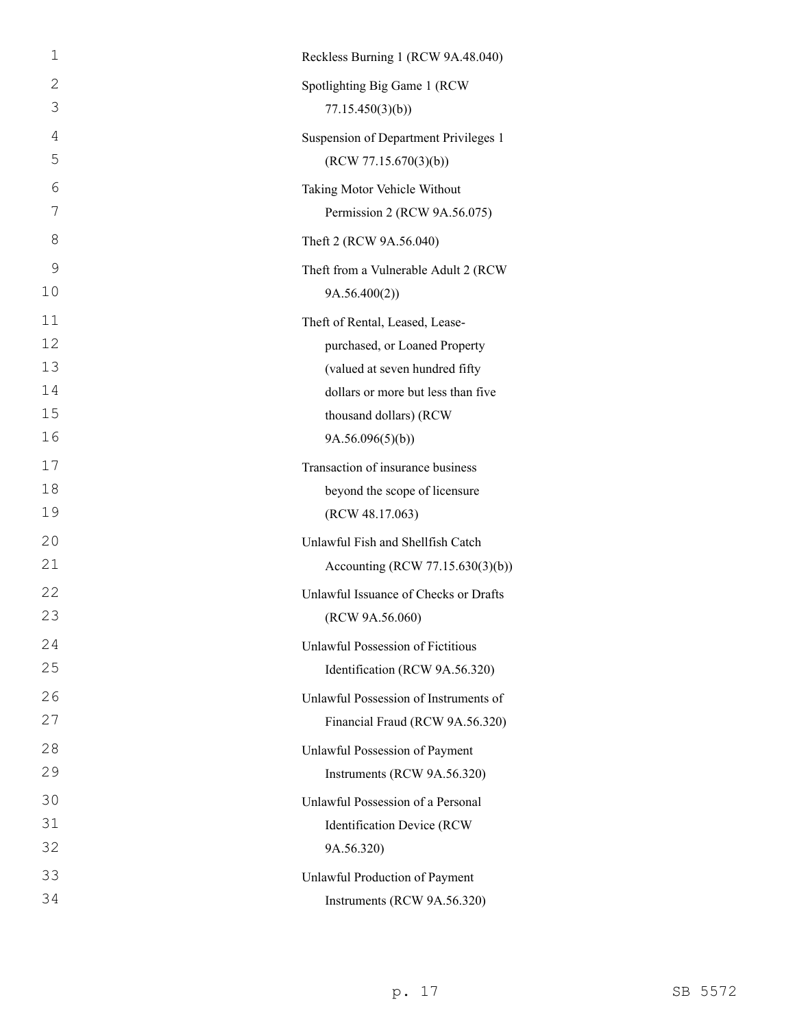Reckless Burning 1 (RCW 9A.48.040)

Spotlighting Big Game 1 (RCW 77.15.450(3)(b))

Suspension of Department Privileges 1 (RCW 77.15.670(3)(b))

Taking Motor Vehicle Without Permission 2 (RCW 9A.56.075)

Theft 2 (RCW 9A.56.040)

Theft from a Vulnerable Adult 2 (RCW 9A.56.400(2))

Theft of Rental, Leased, Lease-purchased, or Loaned Property (valued at seven hundred fifty dollars or more but less than five thousand dollars) (RCW 9A.56.096(5)(b))

Transaction of insurance business beyond the scope of licensure (RCW 48.17.063)

Unlawful Fish and Shellfish Catch Accounting (RCW 77.15.630(3)(b))

Unlawful Issuance of Checks or Drafts (RCW 9A.56.060)

Unlawful Possession of Fictitious Identification (RCW 9A.56.320)

Unlawful Possession of Instruments of Financial Fraud (RCW 9A.56.320)

Unlawful Possession of Payment Instruments (RCW 9A.56.320)

Unlawful Possession of a Personal Identification Device (RCW 9A.56.320)

Unlawful Production of Payment Instruments (RCW 9A.56.320)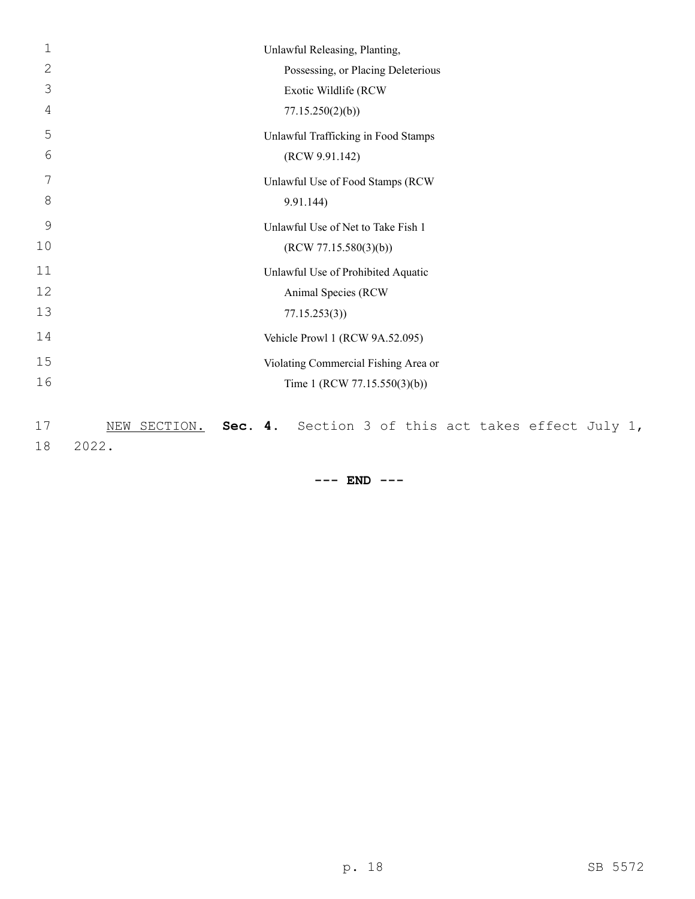Unlawful Releasing, Planting, Possessing, or Placing Deleterious Exotic Wildlife (RCW 77.15.250(2)(b))

Unlawful Trafficking in Food Stamps (RCW 9.91.142)

Unlawful Use of Food Stamps (RCW 9.91.144)

Unlawful Use of Net to Take Fish 1 (RCW 77.15.580(3)(b))

Unlawful Use of Prohibited Aquatic Animal Species (RCW 77.15.253(3))

Vehicle Prowl 1 (RCW 9A.52.095)

Violating Commercial Fishing Area or Time 1 (RCW 77.15.550(3)(b))

NEW SECTION. **Sec. 4.** Section 3 of this act takes effect July 1, 2022.

**--- END ---**